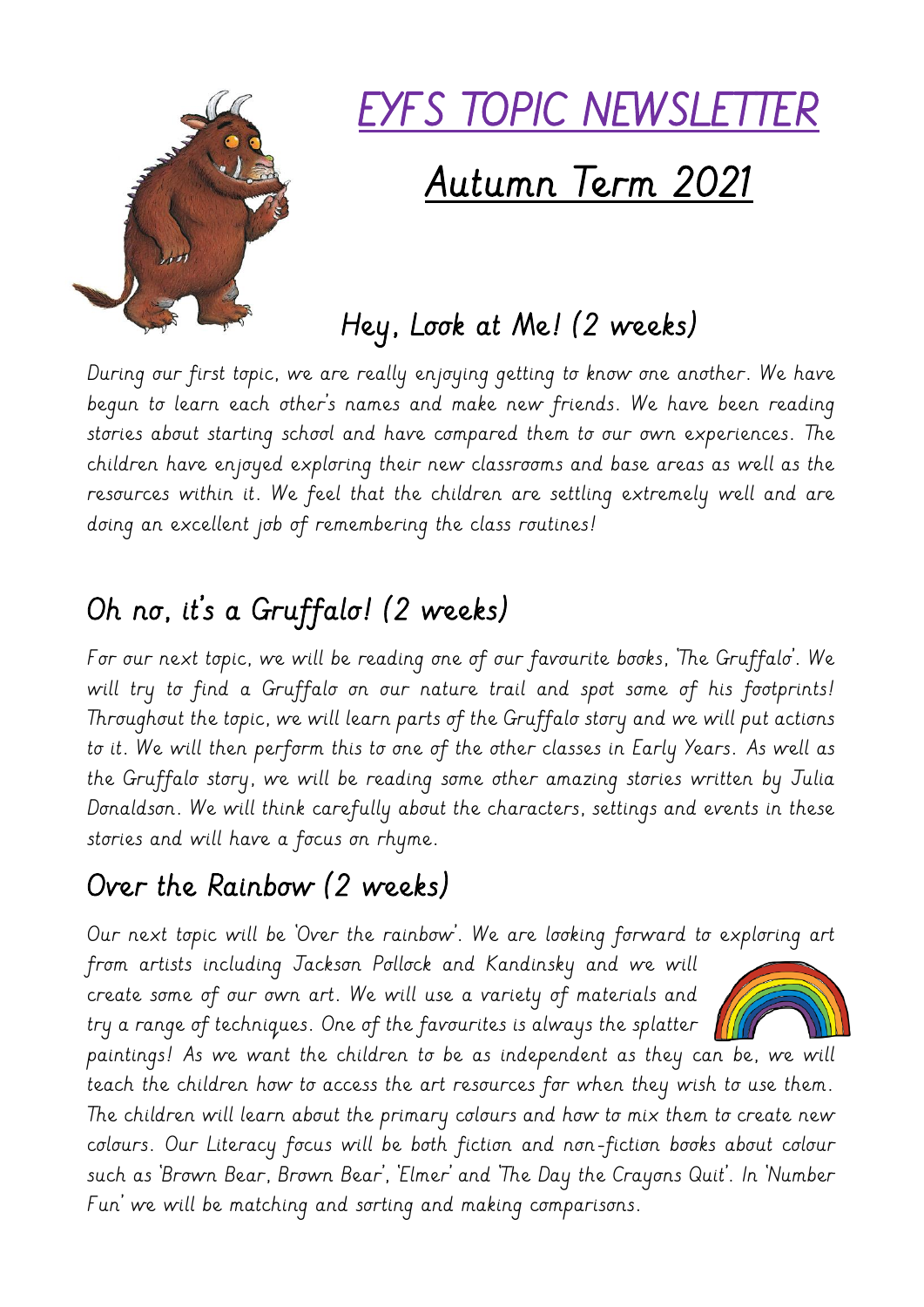# EYFS TOPIC NEWSLETTER

# Autumn Term 2021

## Hey, Look at Me! (2 weeks)

During our first topic, we are really enjoying getting to know one another. We have begun to learn each other's names and make new friends. We have been reading stories about starting school and have compared them to our own experiences. The children have enjoyed exploring their new classrooms and base areas as well as the resources within it. We feel that the children are settling extremely well and are doing an excellent job of remembering the class routines!

## Oh no, it's a Gruffalo! (2 weeks)

For our next topic, we will be reading one of our favourite books, 'The Gruffalo'. We will try to find a Gruffalo on our nature trail and spot some of his footprints! Throughout the topic, we will learn parts of the Gruffalo story and we will put actions to it. We will then perform this to one of the other classes in Early Years. As well as the Gruffalo story, we will be reading some other amazing stories written by Julia Donaldson. We will think carefully about the characters, settings and events in these stories and will have a focus on rhyme.

## Over the Rainbow (2 weeks)

Our next topic will be 'Over the rainbow'. We are looking forward to exploring art from artists including Jackson Pollock and Kandinsky and we will create some of our own art. We will use a variety of materials and try a range of techniques. One of the favourites is always the splatter paintings! As we want the children to be as independent as they can be, we will teach the children how to access the art resources for when they wish to use them. The children will learn about the primary colours and how to mix them to create new colours. Our Literacy focus will be both fiction and non-fiction books about colour such as 'Brown Bear, Brown Bear', 'Elmer' and 'The Day the Crayons Quit'. In 'Number Fun' we will be matching and sorting and making comparisons.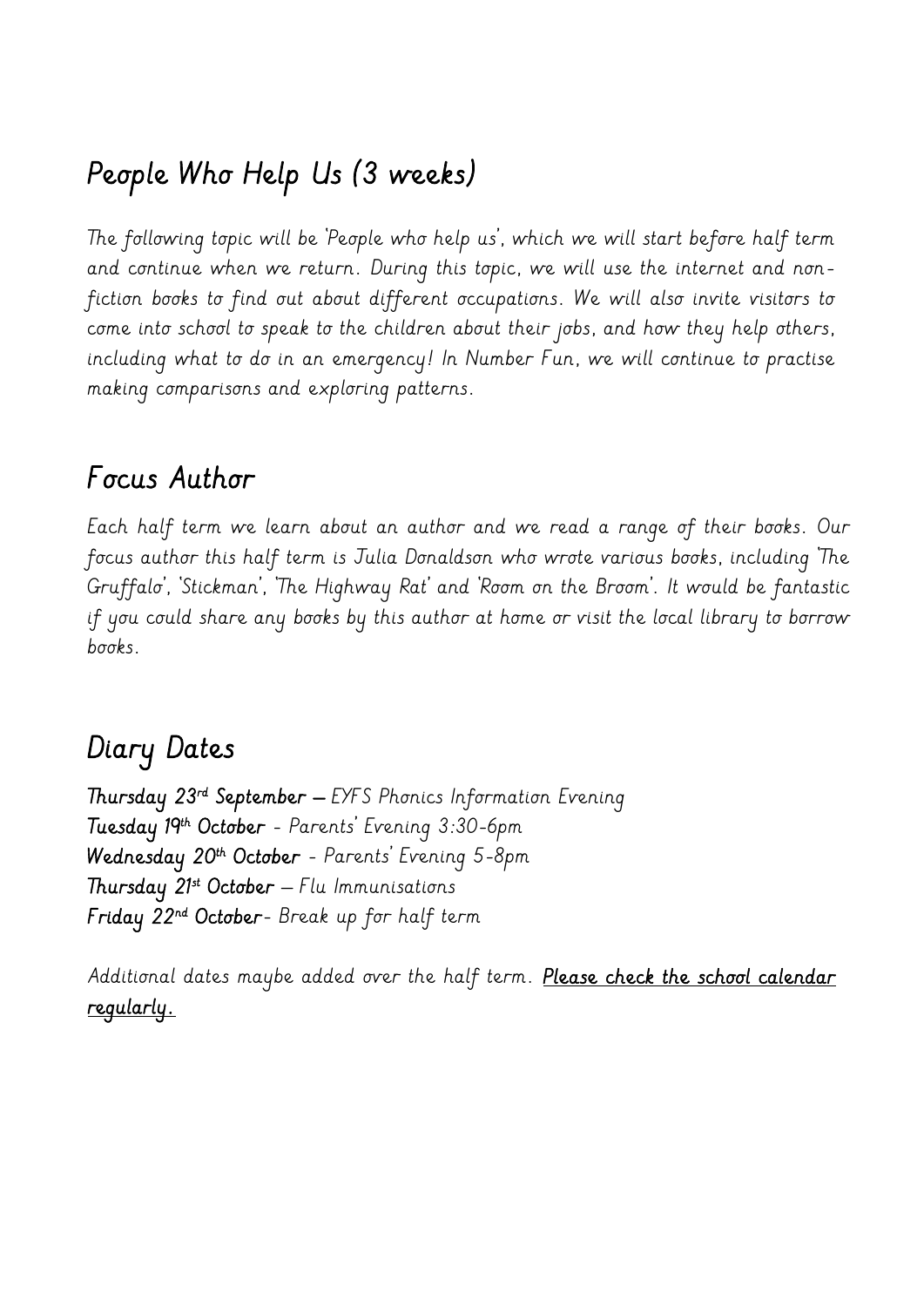## People Who Help Us (3 weeks)

*The following topic will be 'People who help us', which we will start before half term and continue when we return. During this topic, we will use the internet and non-fiction books to find out about different occupations. We will also invite visitors to come into school to speak to the children about their jobs, and how they help others, including what to do in an emergency! In Number Fun, we will continue to practise making comparisons and exploring patterns.*

## Focus Author

*Each half term we learn about an author and we read a range of their books. Our focus author this half term is Julia Donaldson who wrote various books, including 'The Gruffalo', 'Stickman', 'The Highway Rat' and 'Room on the Broom'. It would be fantastic if you could share any books by this author at home or visit the local library to borrow books.*

## Diary Dates

**Thursday 23rd September** – *EYFS Phonics Information Evening*
**Tuesday 19th October** - *Parents' Evening 3:30-6pm*
**Wednesday 20th October** - *Parents' Evening 5-8pm*
**Thursday 21st October** – *Flu Immunisations*
**Friday 22nd October**- *Break up for half term*

*Additional dates maybe added over the half term.* **Please check the school calendar regularly.**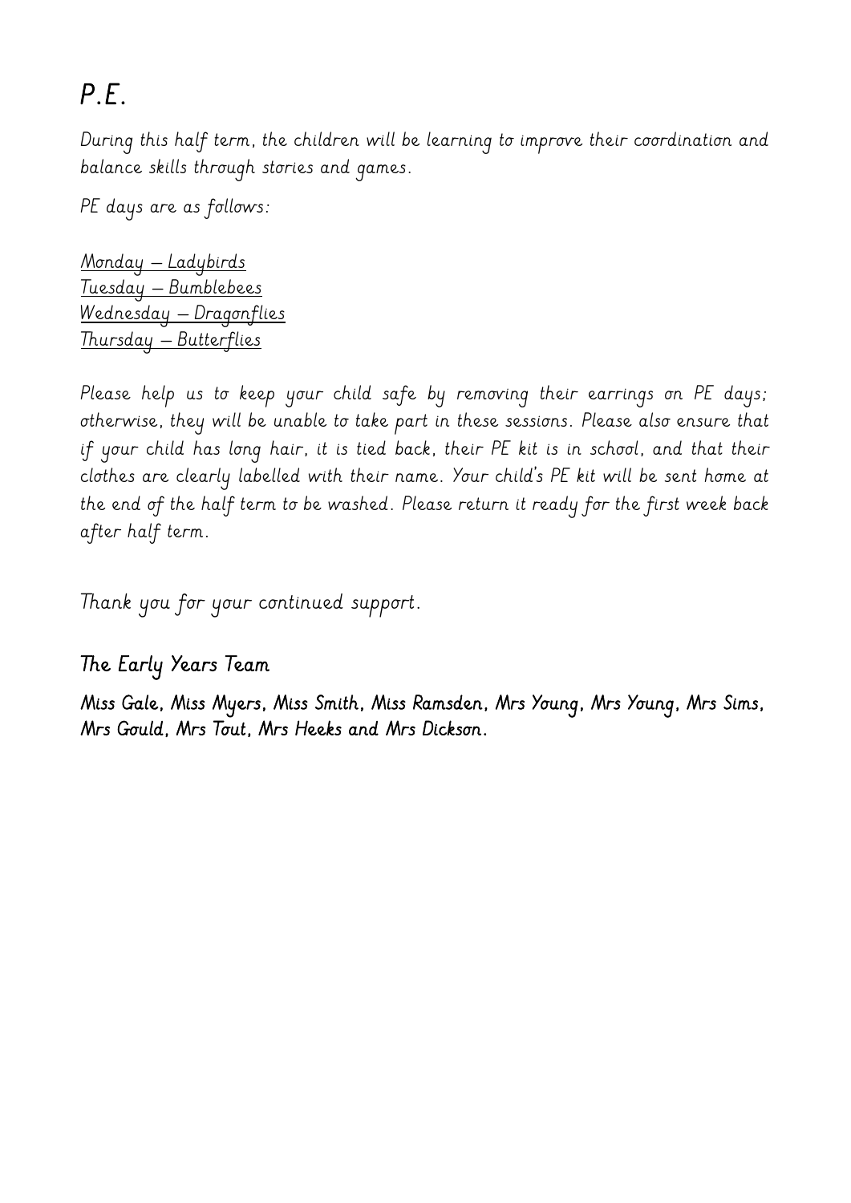# P.E.

During this half term, the children will be learning to improve their coordination and balance skills through stories and games.

PE days are as follows:

Monday – Ladybirds
Tuesday – Bumblebees
Wednesday – Dragonflies
Thursday – Butterflies

Please help us to keep your child safe by removing their earrings on PE days; otherwise, they will be unable to take part in these sessions. Please also ensure that if your child has long hair, it is tied back, their PE kit is in school, and that their clothes are clearly labelled with their name. Your child's PE kit will be sent home at the end of the half term to be washed. Please return it ready for the first week back after half term.

Thank you for your continued support.

**The Early Years Team**

**Miss Gale, Miss Myers, Miss Smith, Miss Ramsden, Mrs Young, Mrs Young, Mrs Sims, Mrs Gould, Mrs Tout, Mrs Heeks and Mrs Dickson.**